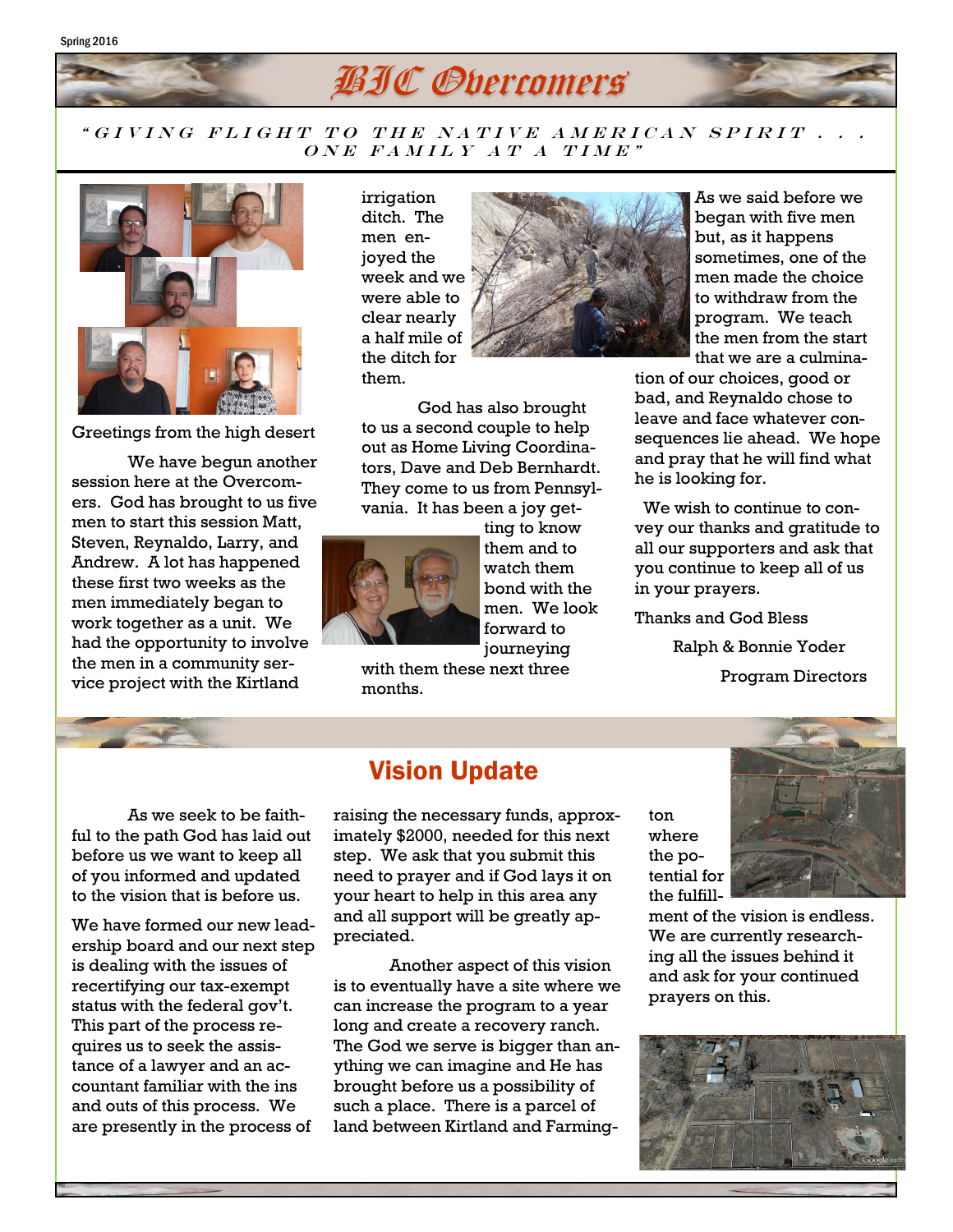Spring 2016

# BIC Overcomers

*"GIVING FLIGHT TO THE NATIVE AMERICAN SPIRIT . . . ONE FAMILY AT A TIME"*

Greetings from the high desert

We have begun another session here at the Overcomers. God has brought to us five men to start this session Matt, Steven, Reynaldo, Larry, and Andrew. A lot has happened these first two weeks as the men immediately began to work together as a unit. We had the opportunity to involve the men in a community service project with the Kirtland irrigation ditch. The men enjoyed the week and we were able to clear nearly a half mile of the ditch for them.

God has also brought to us a second couple to help out as Home Living Coordinators, Dave and Deb Bernhardt. They come to us from Pennsylvania. It has been a joy getting to know them and to watch them bond with the men. We look forward to journeying with them these next three months.

As we said before we began with five men but, as it happens sometimes, one of the men made the choice to withdraw from the program. We teach the men from the start that we are a culmination of our choices, good or bad, and Reynaldo chose to leave and face whatever consequences lie ahead. We hope and pray that he will find what he is looking for.

We wish to continue to convey our thanks and gratitude to all our supporters and ask that you continue to keep all of us in your prayers.

Thanks and God Bless

Ralph & Bonnie Yoder

Program Directors

## Vision Update

As we seek to be faithful to the path God has laid out before us we want to keep all of you informed and updated to the vision that is before us.

We have formed our new leadership board and our next step is dealing with the issues of recertifying our tax-exempt status with the federal gov't. This part of the process requires us to seek the assistance of a lawyer and an accountant familiar with the ins and outs of this process. We are presently in the process of raising the necessary funds, approximately $2000, needed for this next step. We ask that you submit this need to prayer and if God lays it on your heart to help in this area any and all support will be greatly appreciated.

Another aspect of this vision is to eventually have a site where we can increase the program to a year long and create a recovery ranch. The God we serve is bigger than anything we can imagine and He has brought before us a possibility of such a place. There is a parcel of land between Kirtland and Farmington where the potential for the fulfillment of the vision is endless. We are currently researching all the issues behind it and ask for your continued prayers on this.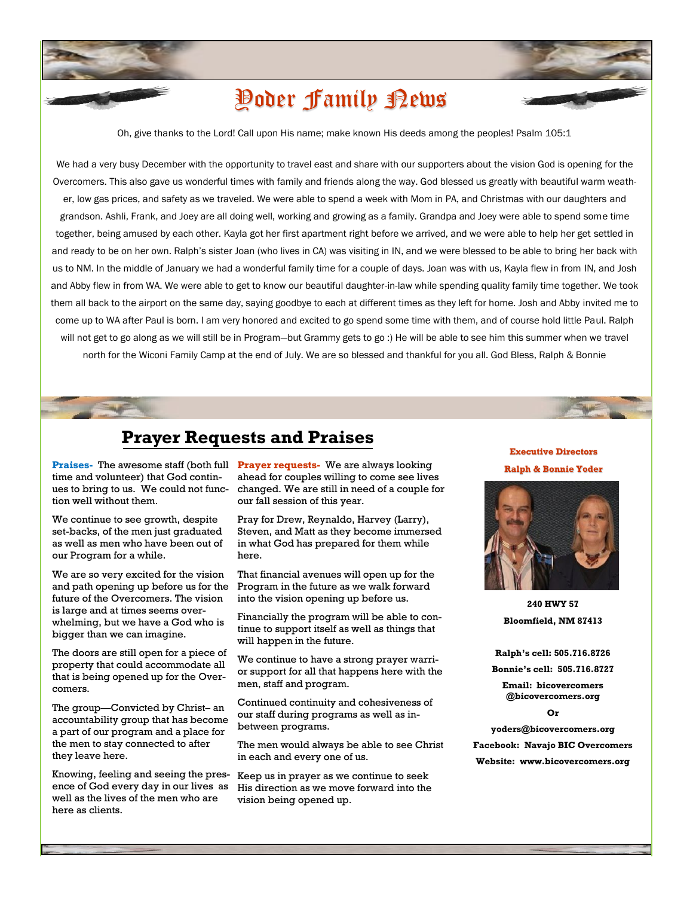# Yoder Family News

Oh, give thanks to the Lord! Call upon His name; make known His deeds among the peoples! Psalm 105:1

We had a very busy December with the opportunity to travel east and share with our supporters about the vision God is opening for the Overcomers. This also gave us wonderful times with family and friends along the way. God blessed us greatly with beautiful warm weather, low gas prices, and safety as we traveled. We were able to spend a week with Mom in PA, and Christmas with our daughters and grandson. Ashli, Frank, and Joey are all doing well, working and growing as a family. Grandpa and Joey were able to spend some time together, being amused by each other. Kayla got her first apartment right before we arrived, and we were able to help her get settled in and ready to be on her own. Ralph's sister Joan (who lives in CA) was visiting in IN, and we were blessed to be able to bring her back with us to NM. In the middle of January we had a wonderful family time for a couple of days. Joan was with us, Kayla flew in from IN, and Josh and Abby flew in from WA. We were able to get to know our beautiful daughter-in-law while spending quality family time together. We took them all back to the airport on the same day, saying goodbye to each at different times as they left for home. Josh and Abby invited me to come up to WA after Paul is born. I am very honored and excited to go spend some time with them, and of course hold little Paul. Ralph will not get to go along as we will still be in Program—but Grammy gets to go :) He will be able to see him this summer when we travel north for the Wiconi Family Camp at the end of July. We are so blessed and thankful for you all. God Bless, Ralph & Bonnie

## Prayer Requests and Praises

**Praises-** The awesome staff (both full time and volunteer) that God continues to bring to us. We could not function well without them.

We continue to see growth, despite set-backs, of the men just graduated as well as men who have been out of our Program for a while.

We are so very excited for the vision and path opening up before us for the future of the Overcomers. The vision is large and at times seems overwhelming, but we have a God who is bigger than we can imagine.

The doors are still open for a piece of property that could accommodate all that is being opened up for the Overcomers.

The group—Convicted by Christ– an accountability group that has become a part of our program and a place for the men to stay connected to after they leave here.

Knowing, feeling and seeing the presence of God every day in our lives as well as the lives of the men who are here as clients.

**Prayer requests-** We are always looking ahead for couples willing to come see lives changed. We are still in need of a couple for our fall session of this year.

Pray for Drew, Reynaldo, Harvey (Larry), Steven, and Matt as they become immersed in what God has prepared for them while here.

That financial avenues will open up for the Program in the future as we walk forward into the vision opening up before us.

Financially the program will be able to continue to support itself as well as things that will happen in the future.

We continue to have a strong prayer warrior support for all that happens here with the men, staff and program.

Continued continuity and cohesiveness of our staff during programs as well as in-between programs.

The men would always be able to see Christ in each and every one of us.

Keep us in prayer as we continue to seek His direction as we move forward into the vision being opened up.

**Executive Directors**

**Ralph & Bonnie Yoder**

**240 HWY 57**

**Bloomfield, NM 87413**

**Ralph's cell: 505.716.8726**

**Bonnie's cell: 505.716.8727**

**Email: bicovercomers@bicovercomers.org**

**Or**

**yoders@bicovercomers.org**

**Facebook: Navajo BIC Overcomers**

**Website: www.bicovercomers.org**